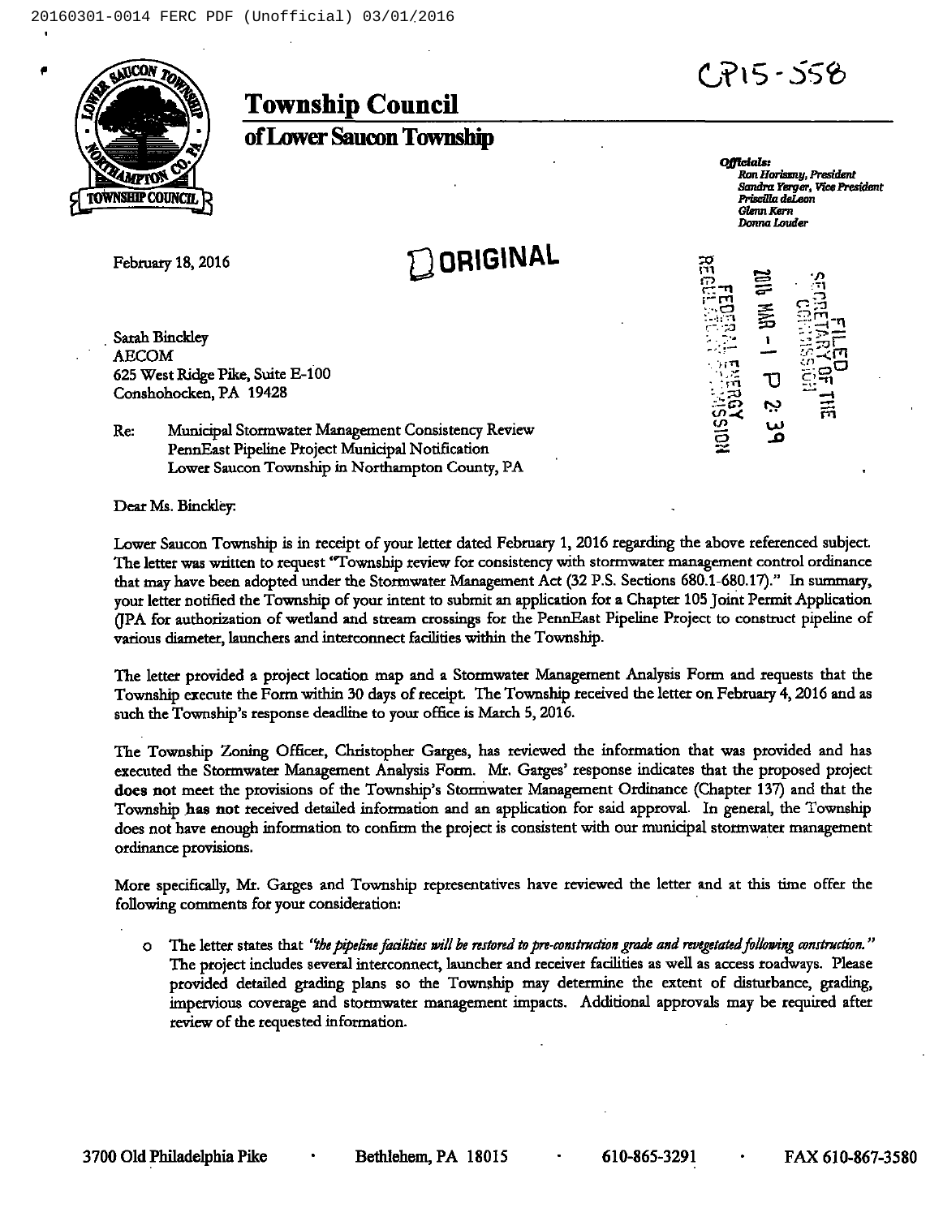CP15-558

# Township Council

## of Lower Saucon Township

*Officials:*
*Ron Horiszny, President*
*Sandra Yerger, Vice President*
*Priscilla deLeon*
*Glenn Kern*
*Donna Louder*

February 18, 2016

ORIGINAL

FILED
SECRETARY OF THE COMMISSION
2016 MAR -1 P 2:39
FEDERAL ENERGY REGULATORY COMMISSION

Sarah Binckley
AECOM
625 West Ridge Pike, Suite E-100
Conshohocken, PA 19428

Re: Municipal Stormwater Management Consistency Review
PennEast Pipeline Project Municipal Notification
Lower Saucon Township in Northampton County, PA

Dear Ms. Binckley:

Lower Saucon Township is in receipt of your letter dated February 1, 2016 regarding the above referenced subject. The letter was written to request "Township review for consistency with stormwater management control ordinance that may have been adopted under the Stormwater Management Act (32 P.S. Sections 680.1-680.17)." In summary, your letter notified the Township of your intent to submit an application for a Chapter 105 Joint Permit Application (JPA for authorization of wetland and stream crossings for the PennEast Pipeline Project to construct pipeline of various diameter, launchers and interconnect facilities within the Township.

The letter provided a project location map and a Stormwater Management Analysis Form and requests that the Township execute the Form within 30 days of receipt. The Township received the letter on February 4, 2016 and as such the Township's response deadline to your office is March 5, 2016.

The Township Zoning Officer, Christopher Garges, has reviewed the information that was provided and has executed the Stormwater Management Analysis Form. Mr. Garges' response indicates that the proposed project **does not** meet the provisions of the Township's Stormwater Management Ordinance (Chapter 137) and that the Township **has not** received detailed information and an application for said approval. In general, the Township does not have enough information to confirm the project is consistent with our municipal stormwater management ordinance provisions.

More specifically, Mr. Garges and Township representatives have reviewed the letter and at this time offer the following comments for your consideration:

- The letter states that *"the pipeline facilities will be restored to pre-construction grade and revegetated following construction."* The project includes several interconnect, launcher and receiver facilities as well as access roadways. Please provided detailed grading plans so the Township may determine the extent of disturbance, grading, impervious coverage and stormwater management impacts. Additional approvals may be required after review of the requested information.

3700 Old Philadelphia Pike · Bethlehem, PA 18015 · 610-865-3291 · FAX 610-867-3580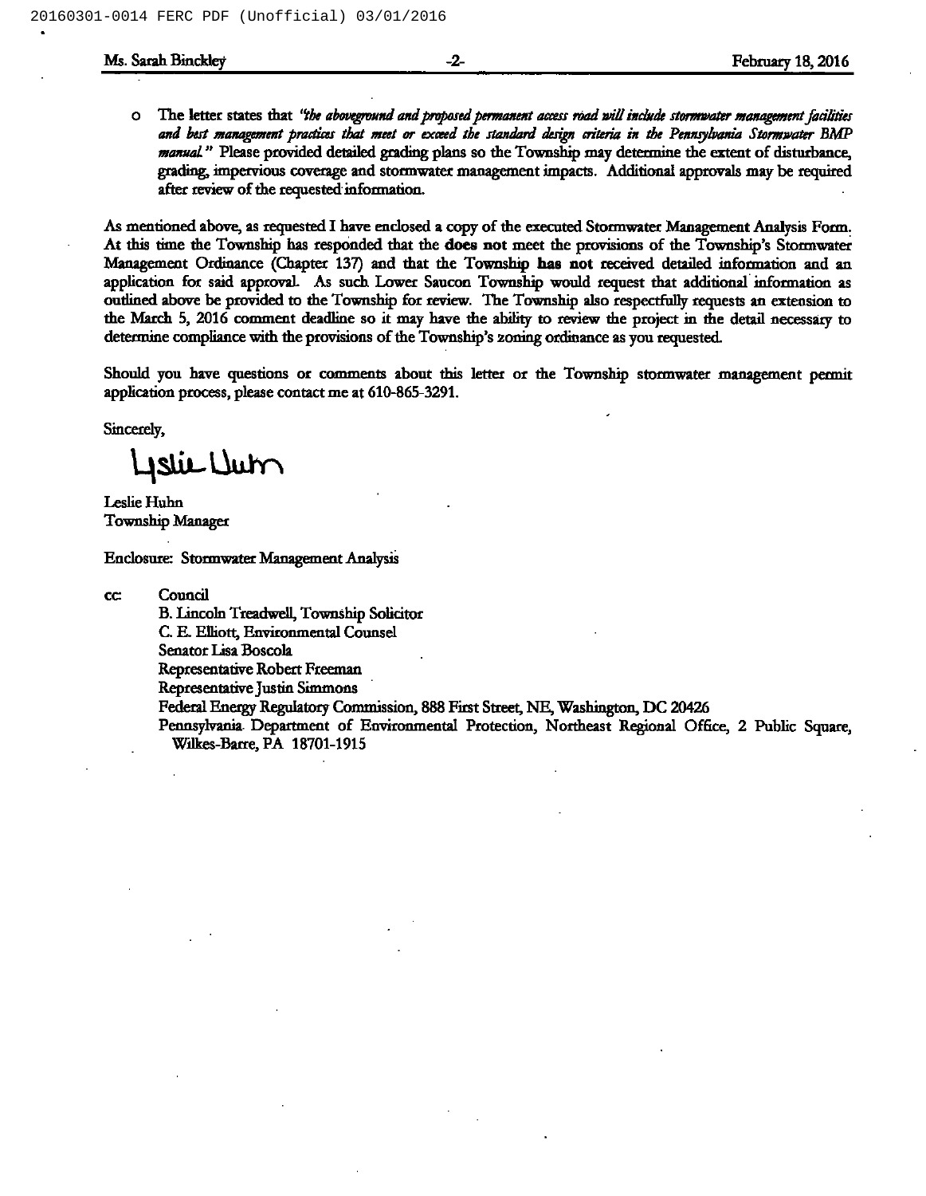- The letter states that *"the aboveground and proposed permanent access road will include stormwater management facilities and best management practices that meet or exceed the standard design criteria in the Pennsylvania Stormwater BMP manual."* Please provided detailed grading plans so the Township may determine the extent of disturbance, grading, impervious coverage and stormwater management impacts. Additional approvals may be required after review of the requested information.

As mentioned above, as requested I have enclosed a copy of the executed Stormwater Management Analysis Form. At this time the Township has responded that the **does not** meet the provisions of the Township's Stormwater Management Ordinance (Chapter 137) and that the Township **has not** received detailed information and an application for said approval. As such Lower Saucon Township would request that additional information as outlined above be provided to the Township for review. The Township also respectfully requests an extension to the March 5, 2016 comment deadline so it may have the ability to review the project in the detail necessary to determine compliance with the provisions of the Township's zoning ordinance as you requested.

Should you have questions or comments about this letter or the Township stormwater management permit application process, please contact me at 610-865-3291.

Sincerely,

Leslie Huhn

Leslie Huhn
Township Manager

Enclosure: Stormwater Management Analysis

cc: Council
B. Lincoln Treadwell, Township Solicitor
C. E. Elliott, Environmental Counsel
Senator Lisa Boscola
Representative Robert Freeman
Representative Justin Simmons
Federal Energy Regulatory Commission, 888 First Street, NE, Washington, DC 20426
Pennsylvania Department of Environmental Protection, Northeast Regional Office, 2 Public Square, Wilkes-Barre, PA 18701-1915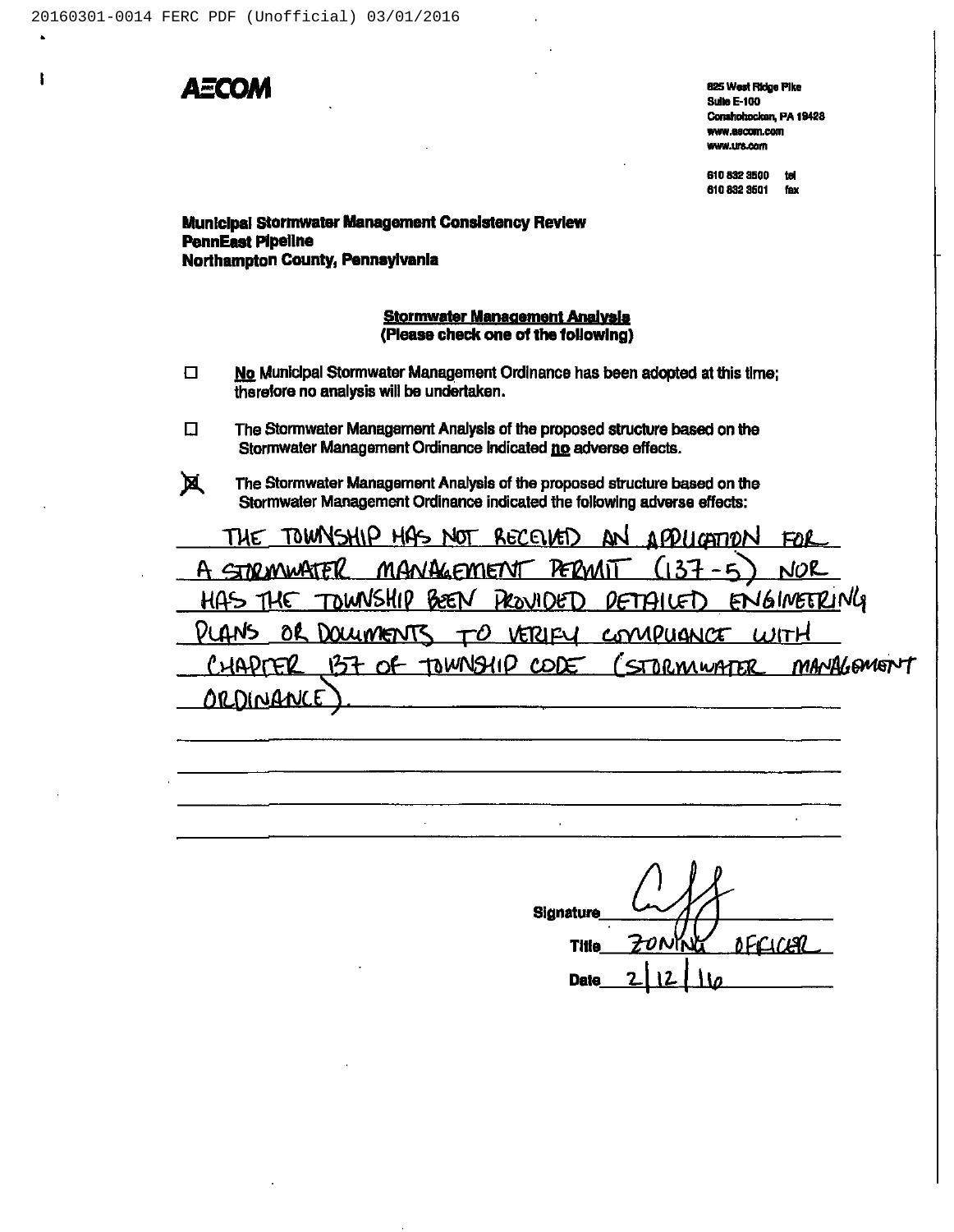**AECOM**

625 West Ridge Pike
Suite E-100
Conshohocken, PA 19428
www.aecom.com
www.urs.com

610 832 3500 tel
610 832 3501 fax

**Municipal Stormwater Management Consistency Review**
**PennEast Pipeline**
**Northampton County, Pennsylvania**

**Stormwater Management Analysis**
**(Please check one of the following)**

☐ **No** Municipal Stormwater Management Ordinance has been adopted at this time; therefore no analysis will be undertaken.

☐ The Stormwater Management Analysis of the proposed structure based on the Stormwater Management Ordinance indicated **no** adverse effects.

☒ The Stormwater Management Analysis of the proposed structure based on the Stormwater Management Ordinance indicated the following adverse effects:

THE TOWNSHIP HAS NOT RECEIVED AN APPLICATION FOR A STORMWATER MANAGEMENT PERMIT (137-5) NOR HAS THE TOWNSHIP BEEN PROVIDED DETAILED ENGINEERING PLANS OR DOCUMENTS TO VERIFY COMPLIANCE WITH CHAPTER 137 OF TOWNSHIP CODE (STORMWATER MANAGEMENT ORDINANCE).

Signature ____________

Title ZONING OFFICER

Date 2/12/16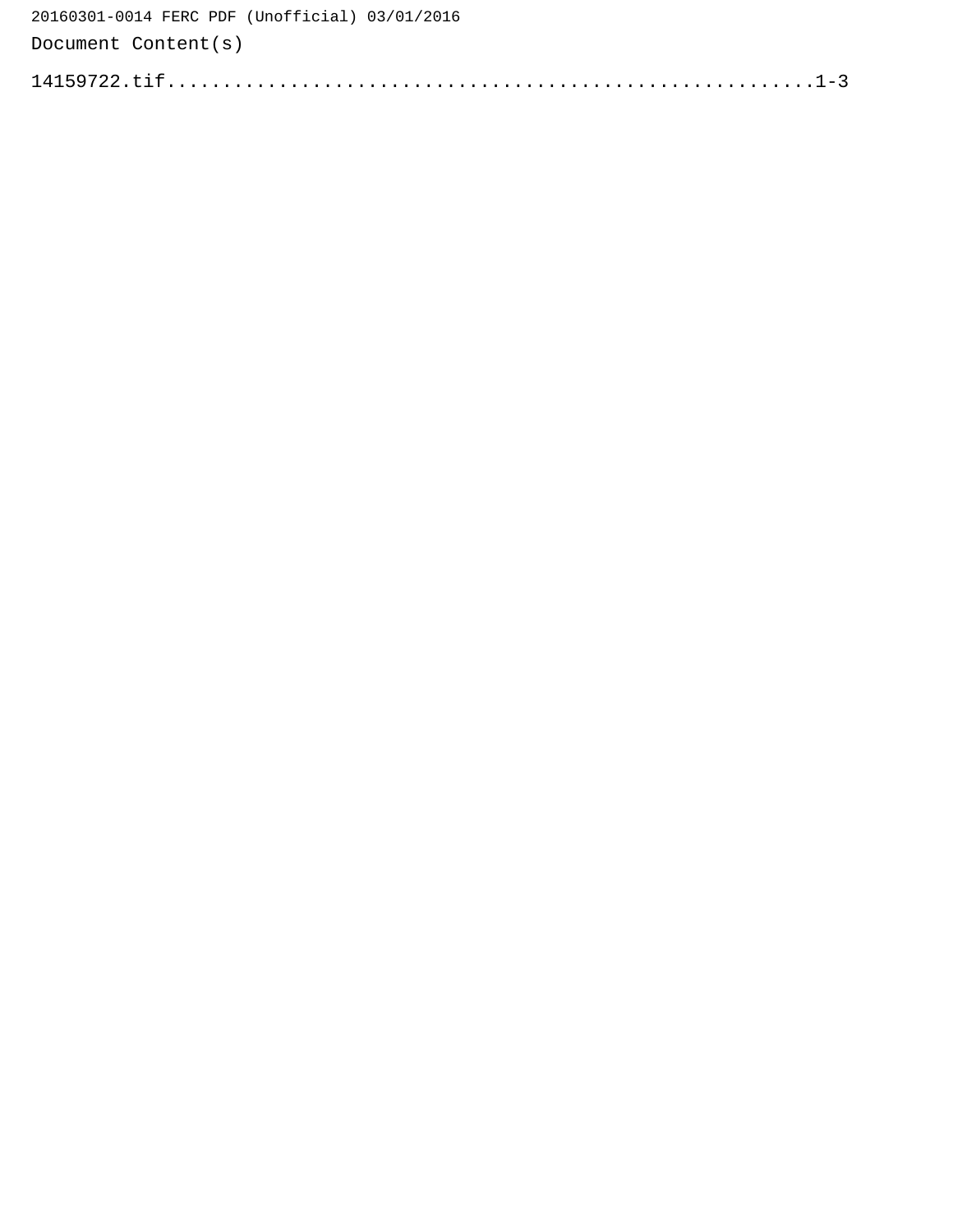Document Content(s)

14159722.tif......................................................1-3